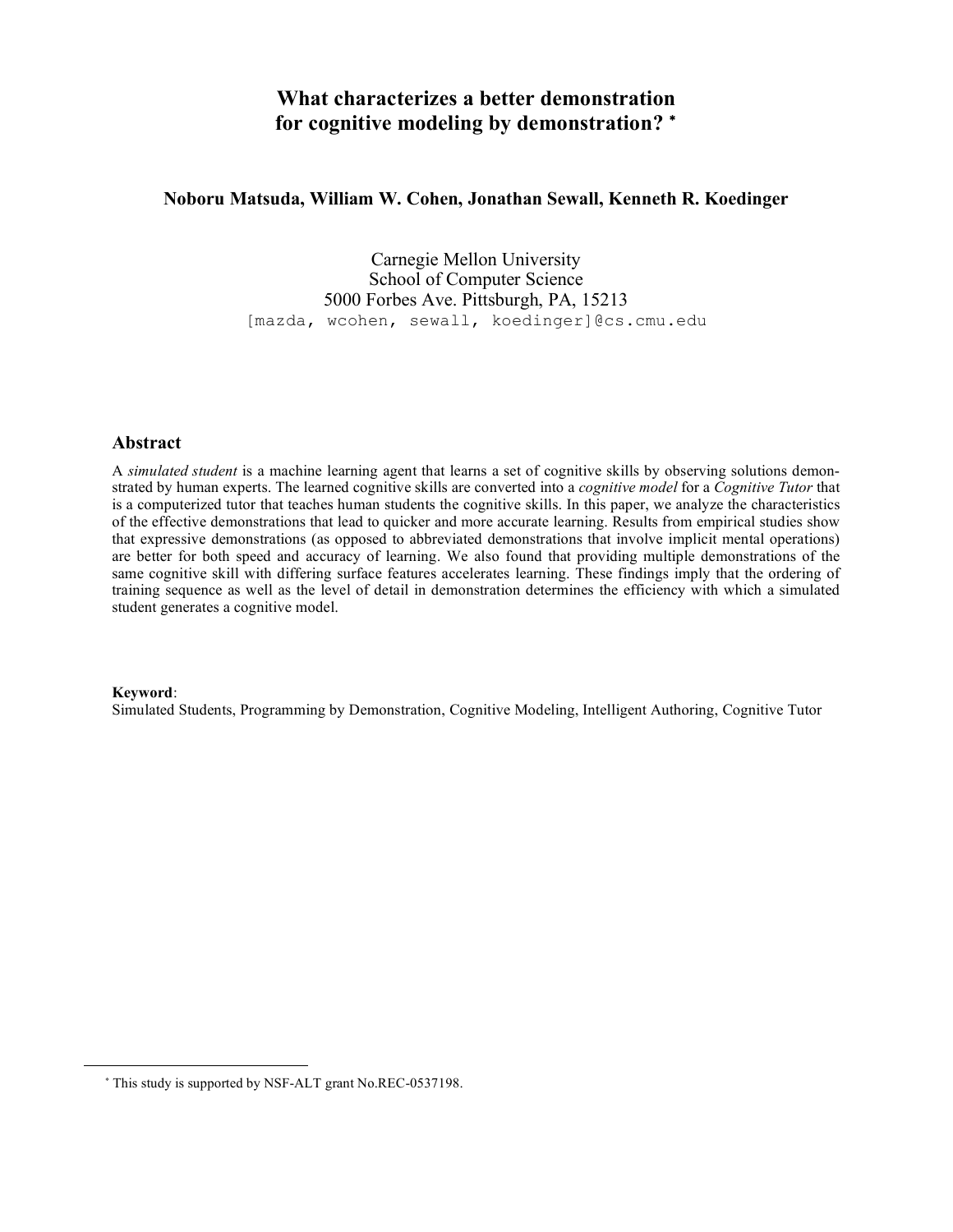# What characterizes a better demonstration for cognitive modeling by demonstration? *

**Noboru Matsuda, William W. Cohen, Jonathan Sewall, Kenneth R. Koedinger**

Carnegie Mellon University
School of Computer Science
5000 Forbes Ave. Pittsburgh, PA, 15213
[mazda, wcohen, sewall, koedinger]@cs.cmu.edu

## Abstract

A *simulated student* is a machine learning agent that learns a set of cognitive skills by observing solutions demonstrated by human experts. The learned cognitive skills are converted into a *cognitive model* for a *Cognitive Tutor* that is a computerized tutor that teaches human students the cognitive skills. In this paper, we analyze the characteristics of the effective demonstrations that lead to quicker and more accurate learning. Results from empirical studies show that expressive demonstrations (as opposed to abbreviated demonstrations that involve implicit mental operations) are better for both speed and accuracy of learning. We also found that providing multiple demonstrations of the same cognitive skill with differing surface features accelerates learning. These findings imply that the ordering of training sequence as well as the level of detail in demonstration determines the efficiency with which a simulated student generates a cognitive model.

**Keyword**:
Simulated Students, Programming by Demonstration, Cognitive Modeling, Intelligent Authoring, Cognitive Tutor

* This study is supported by NSF-ALT grant No.REC-0537198.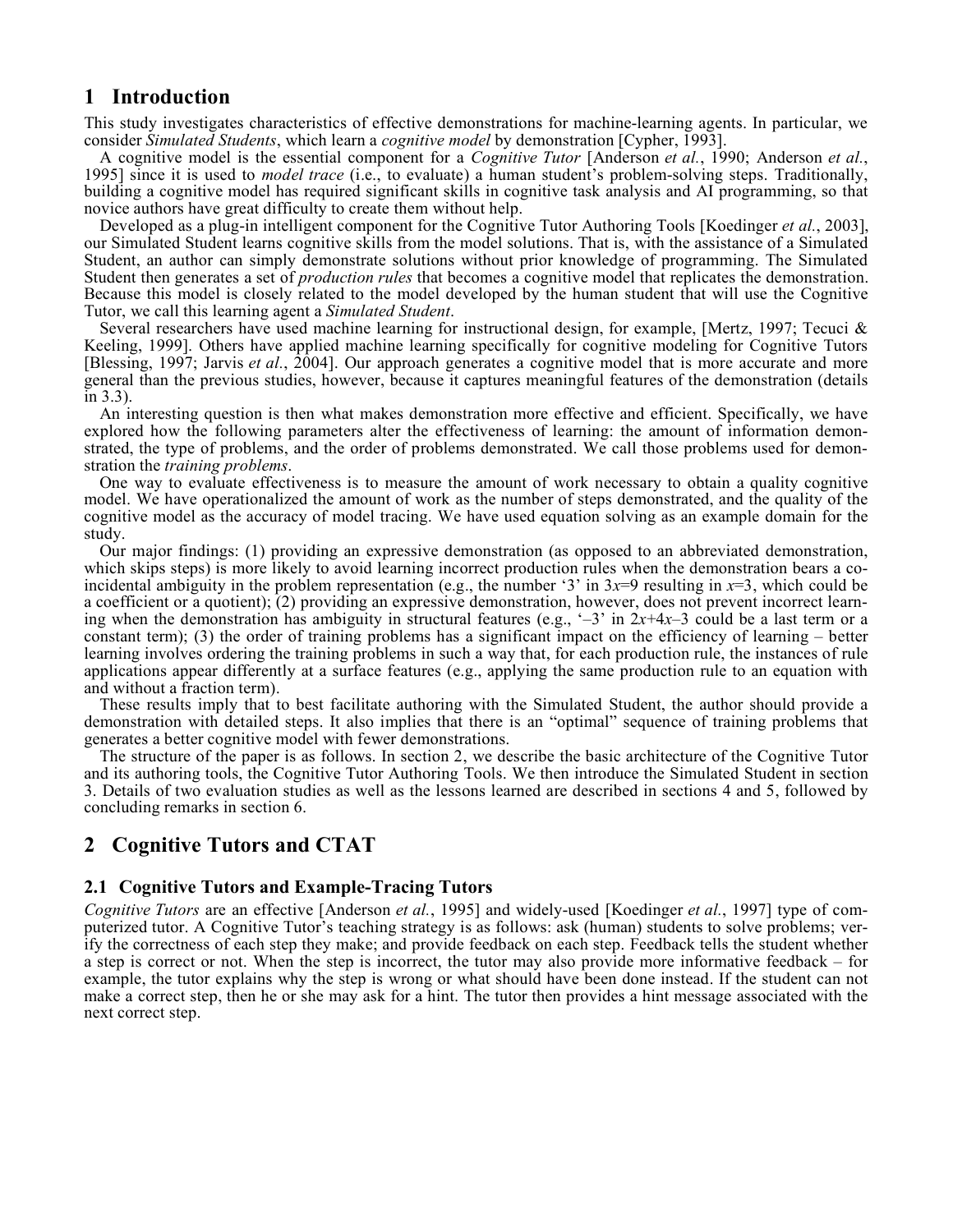# 1 Introduction

This study investigates characteristics of effective demonstrations for machine-learning agents. In particular, we consider *Simulated Students*, which learn a *cognitive model* by demonstration [Cypher, 1993].

A cognitive model is the essential component for a *Cognitive Tutor* [Anderson *et al.*, 1990; Anderson *et al.*, 1995] since it is used to *model trace* (i.e., to evaluate) a human student's problem-solving steps. Traditionally, building a cognitive model has required significant skills in cognitive task analysis and AI programming, so that novice authors have great difficulty to create them without help.

Developed as a plug-in intelligent component for the Cognitive Tutor Authoring Tools [Koedinger *et al.*, 2003], our Simulated Student learns cognitive skills from the model solutions. That is, with the assistance of a Simulated Student, an author can simply demonstrate solutions without prior knowledge of programming. The Simulated Student then generates a set of *production rules* that becomes a cognitive model that replicates the demonstration. Because this model is closely related to the model developed by the human student that will use the Cognitive Tutor, we call this learning agent a *Simulated Student*.

Several researchers have used machine learning for instructional design, for example, [Mertz, 1997; Tecuci & Keeling, 1999]. Others have applied machine learning specifically for cognitive modeling for Cognitive Tutors [Blessing, 1997; Jarvis *et al.*, 2004]. Our approach generates a cognitive model that is more accurate and more general than the previous studies, however, because it captures meaningful features of the demonstration (details in 3.3).

An interesting question is then what makes demonstration more effective and efficient. Specifically, we have explored how the following parameters alter the effectiveness of learning: the amount of information demonstrated, the type of problems, and the order of problems demonstrated. We call those problems used for demonstration the *training problems*.

One way to evaluate effectiveness is to measure the amount of work necessary to obtain a quality cognitive model. We have operationalized the amount of work as the number of steps demonstrated, and the quality of the cognitive model as the accuracy of model tracing. We have used equation solving as an example domain for the study.

Our major findings: (1) providing an expressive demonstration (as opposed to an abbreviated demonstration, which skips steps) is more likely to avoid learning incorrect production rules when the demonstration bears a coincidental ambiguity in the problem representation (e.g., the number '3' in $3x=9$ resulting in $x=3$, which could be a coefficient or a quotient); (2) providing an expressive demonstration, however, does not prevent incorrect learning when the demonstration has ambiguity in structural features (e.g., '$-3$' in $2x+4x-3$ could be a last term or a constant term); (3) the order of training problems has a significant impact on the efficiency of learning – better learning involves ordering the training problems in such a way that, for each production rule, the instances of rule applications appear differently at a surface features (e.g., applying the same production rule to an equation with and without a fraction term).

These results imply that to best facilitate authoring with the Simulated Student, the author should provide a demonstration with detailed steps. It also implies that there is an "optimal" sequence of training problems that generates a better cognitive model with fewer demonstrations.

The structure of the paper is as follows. In section 2, we describe the basic architecture of the Cognitive Tutor and its authoring tools, the Cognitive Tutor Authoring Tools. We then introduce the Simulated Student in section 3. Details of two evaluation studies as well as the lessons learned are described in sections 4 and 5, followed by concluding remarks in section 6.

# 2 Cognitive Tutors and CTAT

## 2.1 Cognitive Tutors and Example-Tracing Tutors

*Cognitive Tutors* are an effective [Anderson *et al.*, 1995] and widely-used [Koedinger *et al.*, 1997] type of computerized tutor. A Cognitive Tutor's teaching strategy is as follows: ask (human) students to solve problems; verify the correctness of each step they make; and provide feedback on each step. Feedback tells the student whether a step is correct or not. When the step is incorrect, the tutor may also provide more informative feedback – for example, the tutor explains why the step is wrong or what should have been done instead. If the student can not make a correct step, then he or she may ask for a hint. The tutor then provides a hint message associated with the next correct step.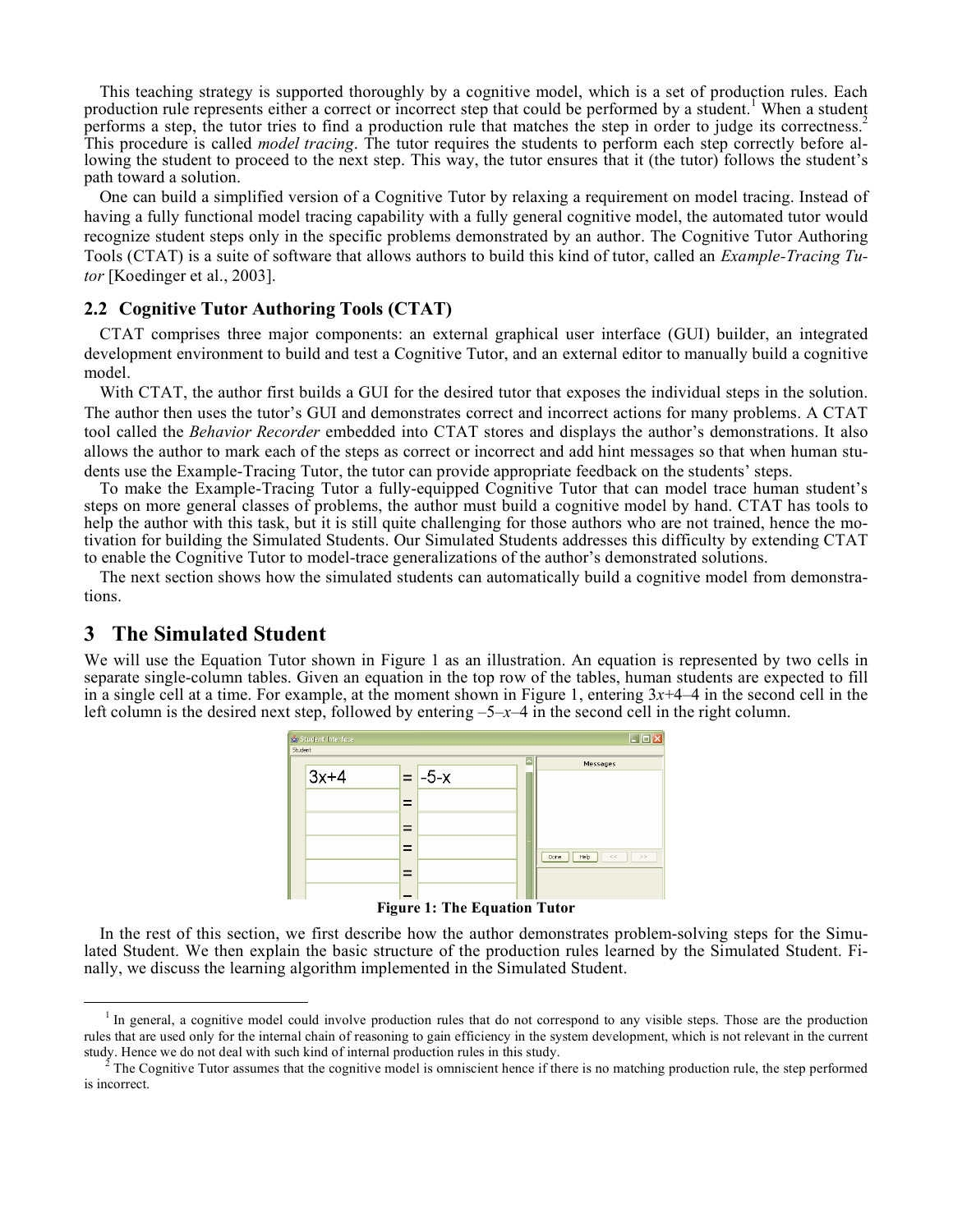This teaching strategy is supported thoroughly by a cognitive model, which is a set of production rules. Each production rule represents either a correct or incorrect step that could be performed by a student.[1] When a student performs a step, the tutor tries to find a production rule that matches the step in order to judge its correctness.[2] This procedure is called *model tracing*. The tutor requires the students to perform each step correctly before allowing the student to proceed to the next step. This way, the tutor ensures that it (the tutor) follows the student's path toward a solution.

One can build a simplified version of a Cognitive Tutor by relaxing a requirement on model tracing. Instead of having a fully functional model tracing capability with a fully general cognitive model, the automated tutor would recognize student steps only in the specific problems demonstrated by an author. The Cognitive Tutor Authoring Tools (CTAT) is a suite of software that allows authors to build this kind of tutor, called an *Example-Tracing Tutor* [Koedinger et al., 2003].

### 2.2 Cognitive Tutor Authoring Tools (CTAT)

CTAT comprises three major components: an external graphical user interface (GUI) builder, an integrated development environment to build and test a Cognitive Tutor, and an external editor to manually build a cognitive model.

With CTAT, the author first builds a GUI for the desired tutor that exposes the individual steps in the solution. The author then uses the tutor's GUI and demonstrates correct and incorrect actions for many problems. A CTAT tool called the *Behavior Recorder* embedded into CTAT stores and displays the author's demonstrations. It also allows the author to mark each of the steps as correct or incorrect and add hint messages so that when human students use the Example-Tracing Tutor, the tutor can provide appropriate feedback on the students' steps.

To make the Example-Tracing Tutor a fully-equipped Cognitive Tutor that can model trace human student's steps on more general classes of problems, the author must build a cognitive model by hand. CTAT has tools to help the author with this task, but it is still quite challenging for those authors who are not trained, hence the motivation for building the Simulated Students. Our Simulated Students addresses this difficulty by extending CTAT to enable the Cognitive Tutor to model-trace generalizations of the author's demonstrated solutions.

The next section shows how the simulated students can automatically build a cognitive model from demonstrations.

## 3 The Simulated Student

We will use the Equation Tutor shown in Figure 1 as an illustration. An equation is represented by two cells in separate single-column tables. Given an equation in the top row of the tables, human students are expected to fill in a single cell at a time. For example, at the moment shown in Figure 1, entering $3x+4-4$ in the second cell in the left column is the desired next step, followed by entering $-5-x-4$ in the second cell in the right column.

**Figure 1: The Equation Tutor**

In the rest of this section, we first describe how the author demonstrates problem-solving steps for the Simulated Student. We then explain the basic structure of the production rules learned by the Simulated Student. Finally, we discuss the learning algorithm implemented in the Simulated Student.

---

[1] In general, a cognitive model could involve production rules that do not correspond to any visible steps. Those are the production rules that are used only for the internal chain of reasoning to gain efficiency in the system development, which is not relevant in the current study. Hence we do not deal with such kind of internal production rules in this study.

[2] The Cognitive Tutor assumes that the cognitive model is omniscient hence if there is no matching production rule, the step performed is incorrect.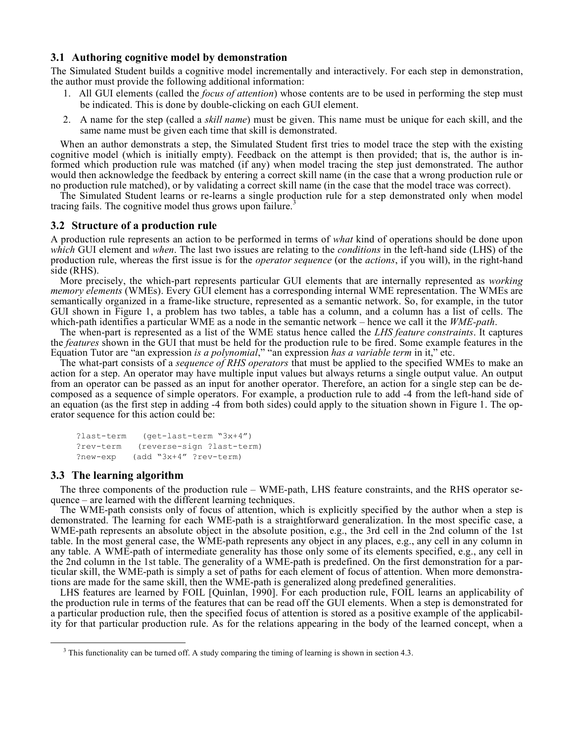### 3.1 Authoring cognitive model by demonstration

The Simulated Student builds a cognitive model incrementally and interactively. For each step in demonstration, the author must provide the following additional information:

1. All GUI elements (called the *focus of attention*) whose contents are to be used in performing the step must be indicated. This is done by double-clicking on each GUI element.
2. A name for the step (called a *skill name*) must be given. This name must be unique for each skill, and the same name must be given each time that skill is demonstrated.

When an author demonstrats a step, the Simulated Student first tries to model trace the step with the existing cognitive model (which is initially empty). Feedback on the attempt is then provided; that is, the author is informed which production rule was matched (if any) when model tracing the step just demonstrated. The author would then acknowledge the feedback by entering a correct skill name (in the case that a wrong production rule or no production rule matched), or by validating a correct skill name (in the case that the model trace was correct).

The Simulated Student learns or re-learns a single production rule for a step demonstrated only when model tracing fails. The cognitive model thus grows upon failure.[3]

### 3.2 Structure of a production rule

A production rule represents an action to be performed in terms of *what* kind of operations should be done upon *which* GUI element and *when*. The last two issues are relating to the *conditions* in the left-hand side (LHS) of the production rule, whereas the first issue is for the *operator sequence* (or the *actions*, if you will), in the right-hand side (RHS).

More precisely, the which-part represents particular GUI elements that are internally represented as *working memory elements* (WMEs). Every GUI element has a corresponding internal WME representation. The WMEs are semantically organized in a frame-like structure, represented as a semantic network. So, for example, in the tutor GUI shown in Figure 1, a problem has two tables, a table has a column, and a column has a list of cells. The which-path identifies a particular WME as a node in the semantic network – hence we call it the *WME-path*.

The when-part is represented as a list of the WME status hence called the *LHS feature constraints*. It captures the *features* shown in the GUI that must be held for the production rule to be fired. Some example features in the Equation Tutor are "an expression *is a polynomial*," "an expression *has a variable term* in it," etc.

The what-part consists of a *sequence of RHS operators* that must be applied to the specified WMEs to make an action for a step. An operator may have multiple input values but always returns a single output value. An output from an operator can be passed as an input for another operator. Therefore, an action for a single step can be decomposed as a sequence of simple operators. For example, a production rule to add -4 from the left-hand side of an equation (as the first step in adding -4 from both sides) could apply to the situation shown in Figure 1. The operator sequence for this action could be:

```
?last-term   (get-last-term "3x+4")
?rev-term   (reverse-sign ?last-term)
?new-exp   (add "3x+4" ?rev-term)
```

### 3.3 The learning algorithm

The three components of the production rule – WME-path, LHS feature constraints, and the RHS operator sequence – are learned with the different learning techniques.

The WME-path consists only of focus of attention, which is explicitly specified by the author when a step is demonstrated. The learning for each WME-path is a straightforward generalization. In the most specific case, a WME-path represents an absolute object in the absolute position, e.g., the 3rd cell in the 2nd column of the 1st table. In the most general case, the WME-path represents any object in any places, e.g., any cell in any column in any table. A WME-path of intermediate generality has those only some of its elements specified, e.g., any cell in the 2nd column in the 1st table. The generality of a WME-path is predefined. On the first demonstration for a particular skill, the WME-path is simply a set of paths for each element of focus of attention. When more demonstrations are made for the same skill, then the WME-path is generalized along predefined generalities.

LHS features are learned by FOIL [Quinlan, 1990]. For each production rule, FOIL learns an applicability of the production rule in terms of the features that can be read off the GUI elements. When a step is demonstrated for a particular production rule, then the specified focus of attention is stored as a positive example of the applicability for that particular production rule. As for the relations appearing in the body of the learned concept, when a

[3] This functionality can be turned off. A study comparing the timing of learning is shown in section 4.3.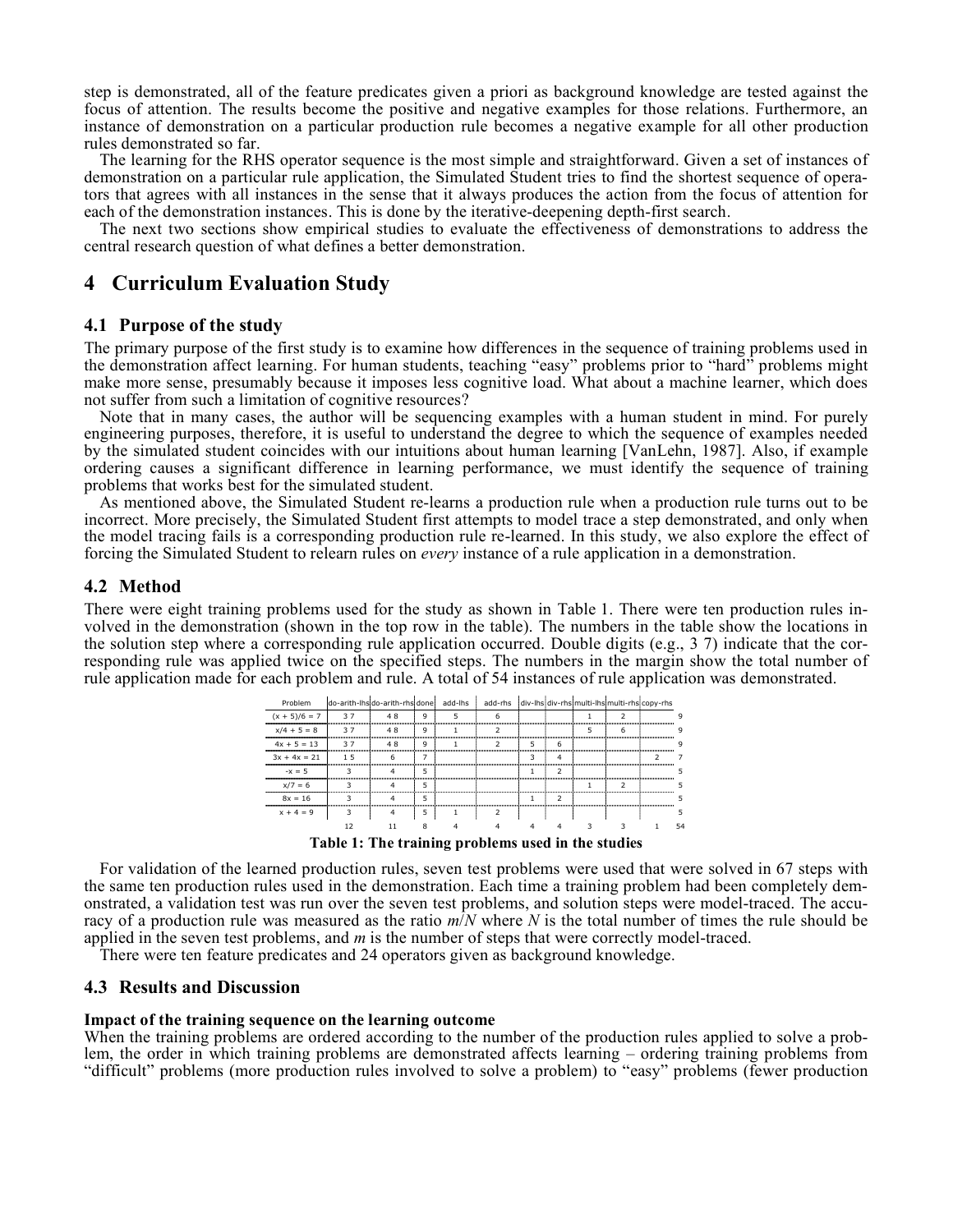step is demonstrated, all of the feature predicates given a priori as background knowledge are tested against the focus of attention. The results become the positive and negative examples for those relations. Furthermore, an instance of demonstration on a particular production rule becomes a negative example for all other production rules demonstrated so far.

The learning for the RHS operator sequence is the most simple and straightforward. Given a set of instances of demonstration on a particular rule application, the Simulated Student tries to find the shortest sequence of operators that agrees with all instances in the sense that it always produces the action from the focus of attention for each of the demonstration instances. This is done by the iterative-deepening depth-first search.

The next two sections show empirical studies to evaluate the effectiveness of demonstrations to address the central research question of what defines a better demonstration.

# 4 Curriculum Evaluation Study

## 4.1 Purpose of the study

The primary purpose of the first study is to examine how differences in the sequence of training problems used in the demonstration affect learning. For human students, teaching "easy" problems prior to "hard" problems might make more sense, presumably because it imposes less cognitive load. What about a machine learner, which does not suffer from such a limitation of cognitive resources?

Note that in many cases, the author will be sequencing examples with a human student in mind. For purely engineering purposes, therefore, it is useful to understand the degree to which the sequence of examples needed by the simulated student coincides with our intuitions about human learning [VanLehn, 1987]. Also, if example ordering causes a significant difference in learning performance, we must identify the sequence of training problems that works best for the simulated student.

As mentioned above, the Simulated Student re-learns a production rule when a production rule turns out to be incorrect. More precisely, the Simulated Student first attempts to model trace a step demonstrated, and only when the model tracing fails is a corresponding production rule re-learned. In this study, we also explore the effect of forcing the Simulated Student to relearn rules on *every* instance of a rule application in a demonstration.

## 4.2 Method

There were eight training problems used for the study as shown in Table 1. There were ten production rules involved in the demonstration (shown in the top row in the table). The numbers in the table show the locations in the solution step where a corresponding rule application occurred. Double digits (e.g., 3 7) indicate that the corresponding rule was applied twice on the specified steps. The numbers in the margin show the total number of rule application made for each problem and rule. A total of 54 instances of rule application was demonstrated.

| Problem | do-arith-lhs | do-arith-rhs | done | add-lhs | add-rhs | div-lhs | div-rhs | multi-lhs | multi-rhs | copy-rhs | |
|---|---|---|---|---|---|---|---|---|---|---|---|
| (x + 5)/6 = 7 | 3 7 | 4 8 | 9 | 5 | 6 | | | 1 | 2 | | 9 |
| x/4 + 5 = 8 | 3 7 | 4 8 | 9 | 1 | 2 | | | 5 | 6 | | 9 |
| 4x + 5 = 13 | 3 7 | 4 8 | 9 | 1 | 2 | 5 | 6 | | | | 9 |
| 3x + 4x = 21 | 1 5 | 6 | 7 | | | 3 | 4 | | | 2 | 7 |
| -x = 5 | 3 | 4 | 5 | | | 1 | 2 | | | | 5 |
| x/7 = 6 | 3 | 4 | 5 | | | | | 1 | 2 | | 5 |
| 8x = 16 | 3 | 4 | 5 | | | 1 | 2 | | | | 5 |
| x + 4 = 9 | 3 | 4 | 5 | 1 | 2 | | | | | | 5 |
| | 12 | 11 | 8 | 4 | 4 | 4 | 4 | 3 | 3 | 1 | 54 |

**Table 1: The training problems used in the studies**

For validation of the learned production rules, seven test problems were used that were solved in 67 steps with the same ten production rules used in the demonstration. Each time a training problem had been completely demonstrated, a validation test was run over the seven test problems, and solution steps were model-traced. The accuracy of a production rule was measured as the ratio $m/N$ where $N$ is the total number of times the rule should be applied in the seven test problems, and $m$ is the number of steps that were correctly model-traced.

There were ten feature predicates and 24 operators given as background knowledge.

## 4.3 Results and Discussion

**Impact of the training sequence on the learning outcome**

When the training problems are ordered according to the number of the production rules applied to solve a problem, the order in which training problems are demonstrated affects learning – ordering training problems from "difficult" problems (more production rules involved to solve a problem) to "easy" problems (fewer production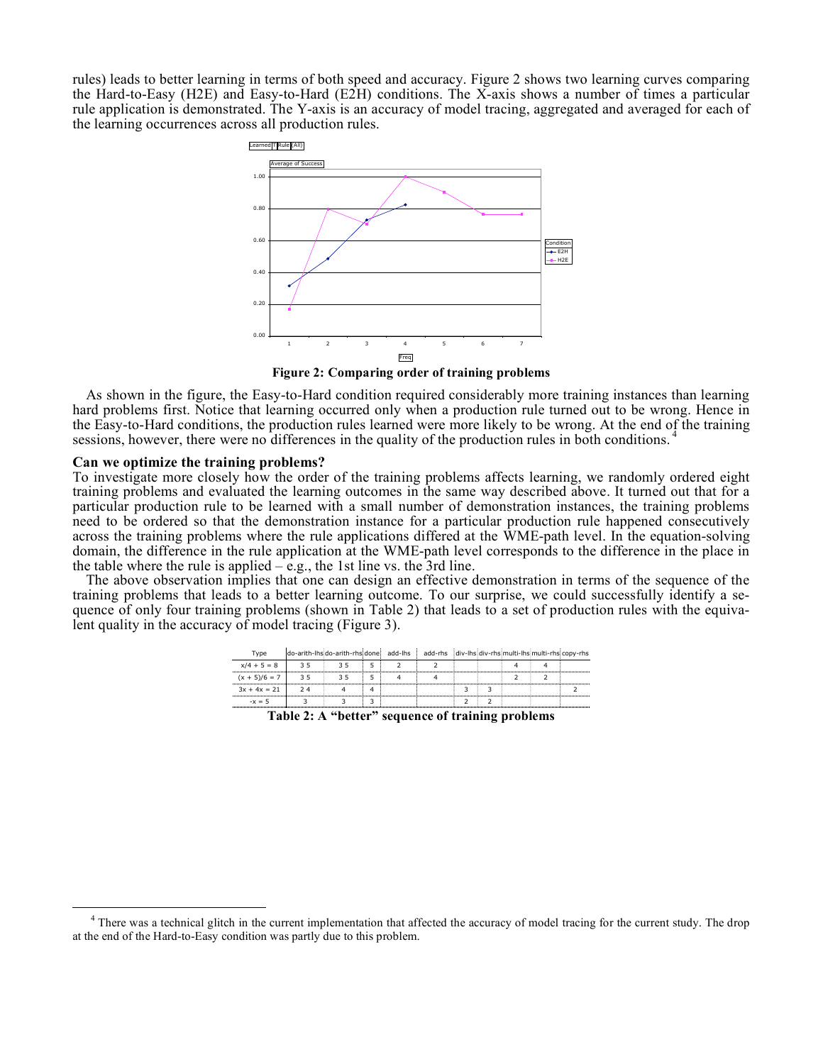rules) leads to better learning in terms of both speed and accuracy. Figure 2 shows two learning curves comparing the Hard-to-Easy (H2E) and Easy-to-Hard (E2H) conditions. The X-axis shows a number of times a particular rule application is demonstrated. The Y-axis is an accuracy of model tracing, aggregated and averaged for each of the learning occurrences across all production rules.

**Figure 2: Comparing order of training problems**

As shown in the figure, the Easy-to-Hard condition required considerably more training instances than learning hard problems first. Notice that learning occurred only when a production rule turned out to be wrong. Hence in the Easy-to-Hard conditions, the production rules learned were more likely to be wrong. At the end of the training sessions, however, there were no differences in the quality of the production rules in both conditions.[4]

### Can we optimize the training problems?

To investigate more closely how the order of the training problems affects learning, we randomly ordered eight training problems and evaluated the learning outcomes in the same way described above. It turned out that for a particular production rule to be learned with a small number of demonstration instances, the training problems need to be ordered so that the demonstration instance for a particular production rule happened consecutively across the training problems where the rule applications differed at the WME-path level. In the equation-solving domain, the difference in the rule application at the WME-path level corresponds to the difference in the place in the table where the rule is applied – e.g., the 1st line vs. the 3rd line.

The above observation implies that one can design an effective demonstration in terms of the sequence of the training problems that leads to a better learning outcome. To our surprise, we could successfully identify a sequence of only four training problems (shown in Table 2) that leads to a set of production rules with the equivalent quality in the accuracy of model tracing (Figure 3).

| Type | do-arith-lhs | do-arith-rhs | done | add-lhs | add-rhs | div-lhs | div-rhs | multi-lhs | multi-rhs | copy-rhs |
|---|---|---|---|---|---|---|---|---|---|---|
| x/4 + 5 = 8 | 3 5 | 3 5 | 5 | 2 | 2 | | | 4 | 4 | |
| (x + 5)/6 = 7 | 3 5 | 3 5 | 5 | 4 | 4 | | | 2 | 2 | |
| 3x + 4x = 21 | 2 4 | 4 | 4 | | | 3 | 3 | | | 2 |
| -x = 5 | 3 | 3 | 3 | | | 2 | 2 | | | |

**Table 2: A "better" sequence of training problems**

[4] There was a technical glitch in the current implementation that affected the accuracy of model tracing for the current study. The drop at the end of the Hard-to-Easy condition was partly due to this problem.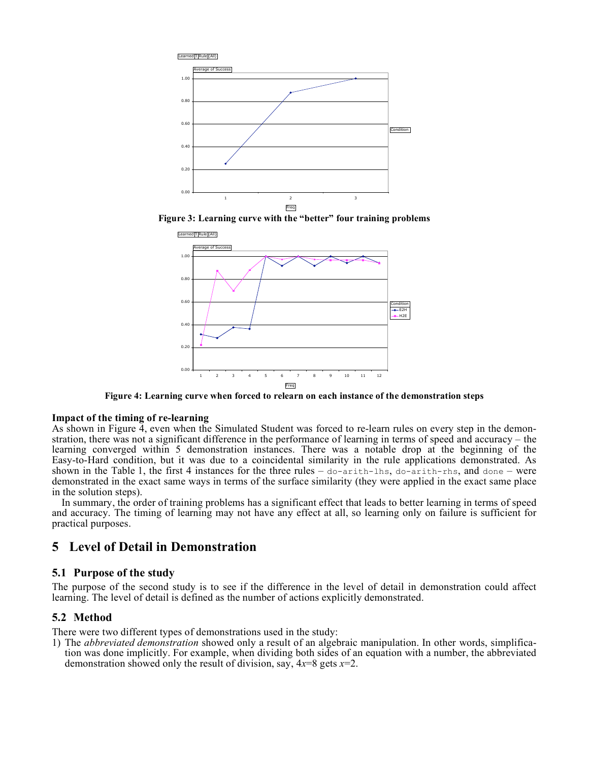Figure 3: Learning curve with the "better" four training problems

Figure 4: Learning curve when forced to relearn on each instance of the demonstration steps

**Impact of the timing of re-learning**

As shown in Figure 4, even when the Simulated Student was forced to re-learn rules on every step in the demonstration, there was not a significant difference in the performance of learning in terms of speed and accuracy – the learning converged within 5 demonstration instances. There was a notable drop at the beginning of the Easy-to-Hard condition, but it was due to a coincidental similarity in the rule applications demonstrated. As shown in the Table 1, the first 4 instances for the three rules – `do-arith-lhs`, `do-arith-rhs`, and `done` – were demonstrated in the exact same ways in terms of the surface similarity (they were applied in the exact same place in the solution steps).

In summary, the order of training problems has a significant effect that leads to better learning in terms of speed and accuracy. The timing of learning may not have any effect at all, so learning only on failure is sufficient for practical purposes.

# 5 Level of Detail in Demonstration

## 5.1 Purpose of the study

The purpose of the second study is to see if the difference in the level of detail in demonstration could affect learning. The level of detail is defined as the number of actions explicitly demonstrated.

## 5.2 Method

There were two different types of demonstrations used in the study:

1) The *abbreviated demonstration* showed only a result of an algebraic manipulation. In other words, simplification was done implicitly. For example, when dividing both sides of an equation with a number, the abbreviated demonstration showed only the result of division, say, $4x=8$ gets $x=2$.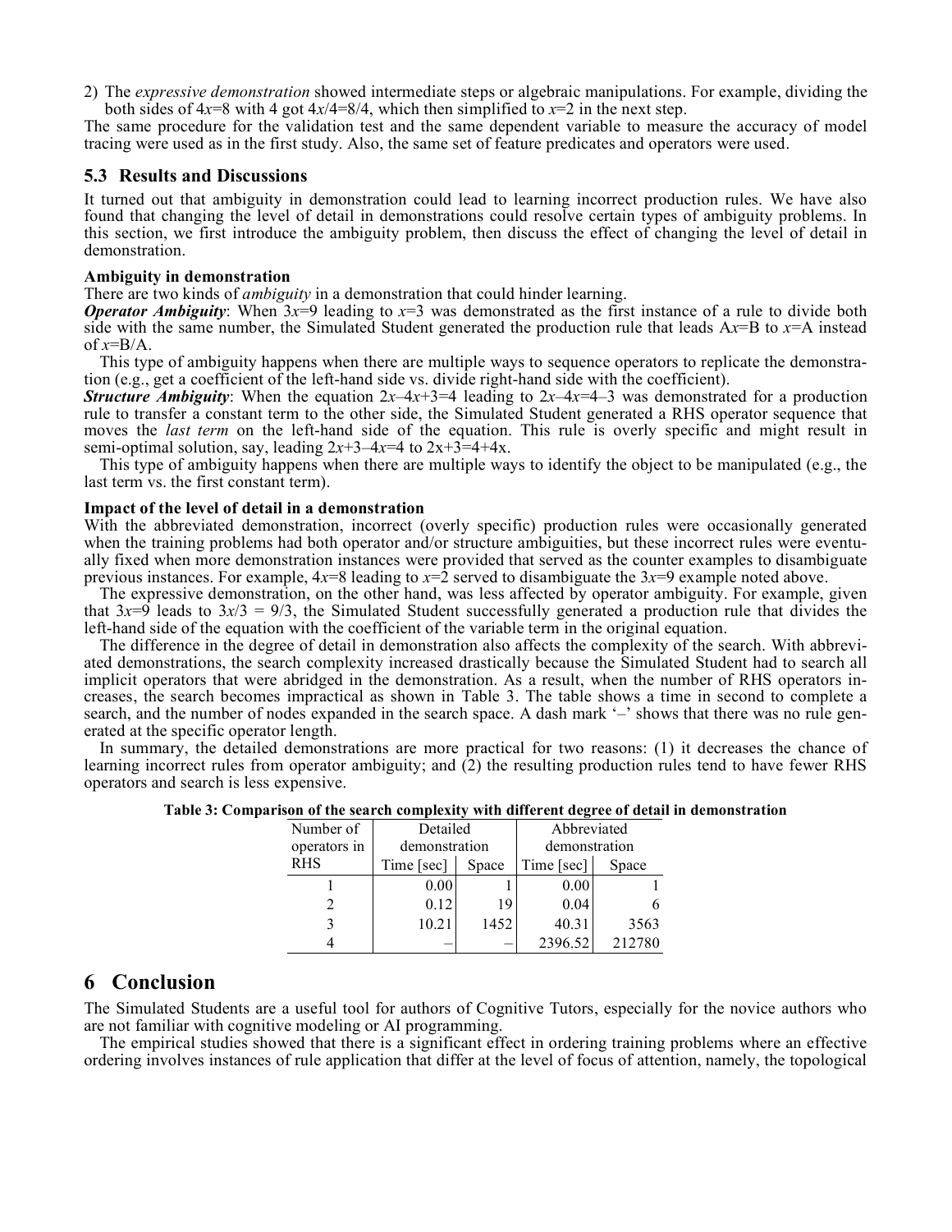2) The *expressive demonstration* showed intermediate steps or algebraic manipulations. For example, dividing the both sides of $4x=8$ with 4 got $4x/4=8/4$, which then simplified to $x=2$ in the next step.

The same procedure for the validation test and the same dependent variable to measure the accuracy of model tracing were used as in the first study. Also, the same set of feature predicates and operators were used.

## 5.3 Results and Discussions

It turned out that ambiguity in demonstration could lead to learning incorrect production rules. We have also found that changing the level of detail in demonstrations could resolve certain types of ambiguity problems. In this section, we first introduce the ambiguity problem, then discuss the effect of changing the level of detail in demonstration.

**Ambiguity in demonstration**

There are two kinds of *ambiguity* in a demonstration that could hinder learning.

***Operator Ambiguity***: When $3x=9$ leading to $x=3$ was demonstrated as the first instance of a rule to divide both side with the same number, the Simulated Student generated the production rule that leads $Ax=B$ to $x=A$ instead of $x=B/A$.

This type of ambiguity happens when there are multiple ways to sequence operators to replicate the demonstration (e.g., get a coefficient of the left-hand side vs. divide right-hand side with the coefficient).

***Structure Ambiguity***: When the equation $2x–4x+3=4$ leading to $2x–4x=4–3$ was demonstrated for a production rule to transfer a constant term to the other side, the Simulated Student generated a RHS operator sequence that moves the *last term* on the left-hand side of the equation. This rule is overly specific and might result in semi-optimal solution, say, leading $2x+3–4x=4$ to $2x+3=4+4x$.

This type of ambiguity happens when there are multiple ways to identify the object to be manipulated (e.g., the last term vs. the first constant term).

**Impact of the level of detail in a demonstration**

With the abbreviated demonstration, incorrect (overly specific) production rules were occasionally generated when the training problems had both operator and/or structure ambiguities, but these incorrect rules were eventually fixed when more demonstration instances were provided that served as the counter examples to disambiguate previous instances. For example, $4x=8$ leading to $x=2$ served to disambiguate the $3x=9$ example noted above.

The expressive demonstration, on the other hand, was less affected by operator ambiguity. For example, given that $3x=9$ leads to $3x/3 = 9/3$, the Simulated Student successfully generated a production rule that divides the left-hand side of the equation with the coefficient of the variable term in the original equation.

The difference in the degree of detail in demonstration also affects the complexity of the search. With abbreviated demonstrations, the search complexity increased drastically because the Simulated Student had to search all implicit operators that were abridged in the demonstration. As a result, when the number of RHS operators increases, the search becomes impractical as shown in Table 3. The table shows a time in second to complete a search, and the number of nodes expanded in the search space. A dash mark '–' shows that there was no rule generated at the specific operator length.

In summary, the detailed demonstrations are more practical for two reasons: (1) it decreases the chance of learning incorrect rules from operator ambiguity; and (2) the resulting production rules tend to have fewer RHS operators and search is less expensive.

**Table 3: Comparison of the search complexity with different degree of detail in demonstration**

| Number of operators in RHS | Detailed demonstration | | Abbreviated demonstration | |
|---|---|---|---|---|
| | Time [sec] | Space | Time [sec] | Space |
| 1 | 0.00 | 1 | 0.00 | 1 |
| 2 | 0.12 | 19 | 0.04 | 6 |
| 3 | 10.21 | 1452 | 40.31 | 3563 |
| 4 | – | – | 2396.52 | 212780 |

# 6 Conclusion

The Simulated Students are a useful tool for authors of Cognitive Tutors, especially for the novice authors who are not familiar with cognitive modeling or AI programming.

The empirical studies showed that there is a significant effect in ordering training problems where an effective ordering involves instances of rule application that differ at the level of focus of attention, namely, the topological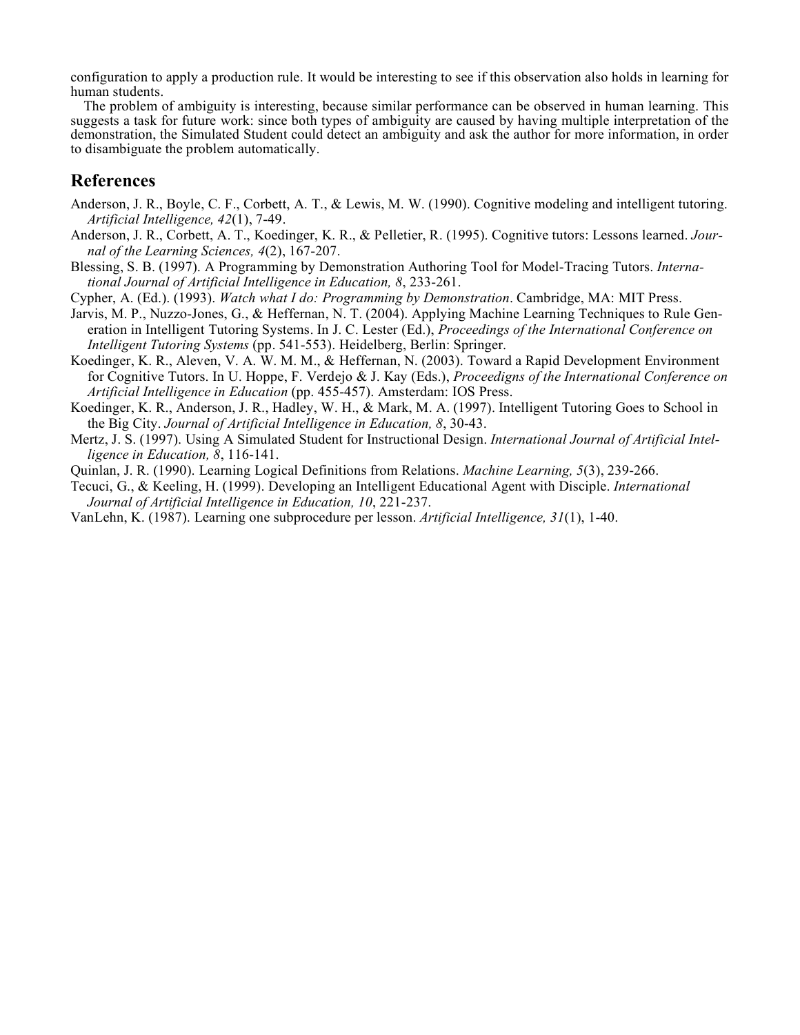configuration to apply a production rule. It would be interesting to see if this observation also holds in learning for human students.

The problem of ambiguity is interesting, because similar performance can be observed in human learning. This suggests a task for future work: since both types of ambiguity are caused by having multiple interpretation of the demonstration, the Simulated Student could detect an ambiguity and ask the author for more information, in order to disambiguate the problem automatically.

## References

Anderson, J. R., Boyle, C. F., Corbett, A. T., & Lewis, M. W. (1990). Cognitive modeling and intelligent tutoring. *Artificial Intelligence, 42*(1), 7-49.

Anderson, J. R., Corbett, A. T., Koedinger, K. R., & Pelletier, R. (1995). Cognitive tutors: Lessons learned. *Journal of the Learning Sciences, 4*(2), 167-207.

Blessing, S. B. (1997). A Programming by Demonstration Authoring Tool for Model-Tracing Tutors. *International Journal of Artificial Intelligence in Education, 8*, 233-261.

Cypher, A. (Ed.). (1993). *Watch what I do: Programming by Demonstration*. Cambridge, MA: MIT Press.

Jarvis, M. P., Nuzzo-Jones, G., & Heffernan, N. T. (2004). Applying Machine Learning Techniques to Rule Generation in Intelligent Tutoring Systems. In J. C. Lester (Ed.), *Proceedings of the International Conference on Intelligent Tutoring Systems* (pp. 541-553). Heidelberg, Berlin: Springer.

Koedinger, K. R., Aleven, V. A. W. M. M., & Heffernan, N. (2003). Toward a Rapid Development Environment for Cognitive Tutors. In U. Hoppe, F. Verdejo & J. Kay (Eds.), *Proceedigns of the International Conference on Artificial Intelligence in Education* (pp. 455-457). Amsterdam: IOS Press.

Koedinger, K. R., Anderson, J. R., Hadley, W. H., & Mark, M. A. (1997). Intelligent Tutoring Goes to School in the Big City. *Journal of Artificial Intelligence in Education, 8*, 30-43.

Mertz, J. S. (1997). Using A Simulated Student for Instructional Design. *International Journal of Artificial Intelligence in Education, 8*, 116-141.

Quinlan, J. R. (1990). Learning Logical Definitions from Relations. *Machine Learning, 5*(3), 239-266.

Tecuci, G., & Keeling, H. (1999). Developing an Intelligent Educational Agent with Disciple. *International Journal of Artificial Intelligence in Education, 10*, 221-237.

VanLehn, K. (1987). Learning one subprocedure per lesson. *Artificial Intelligence, 31*(1), 1-40.